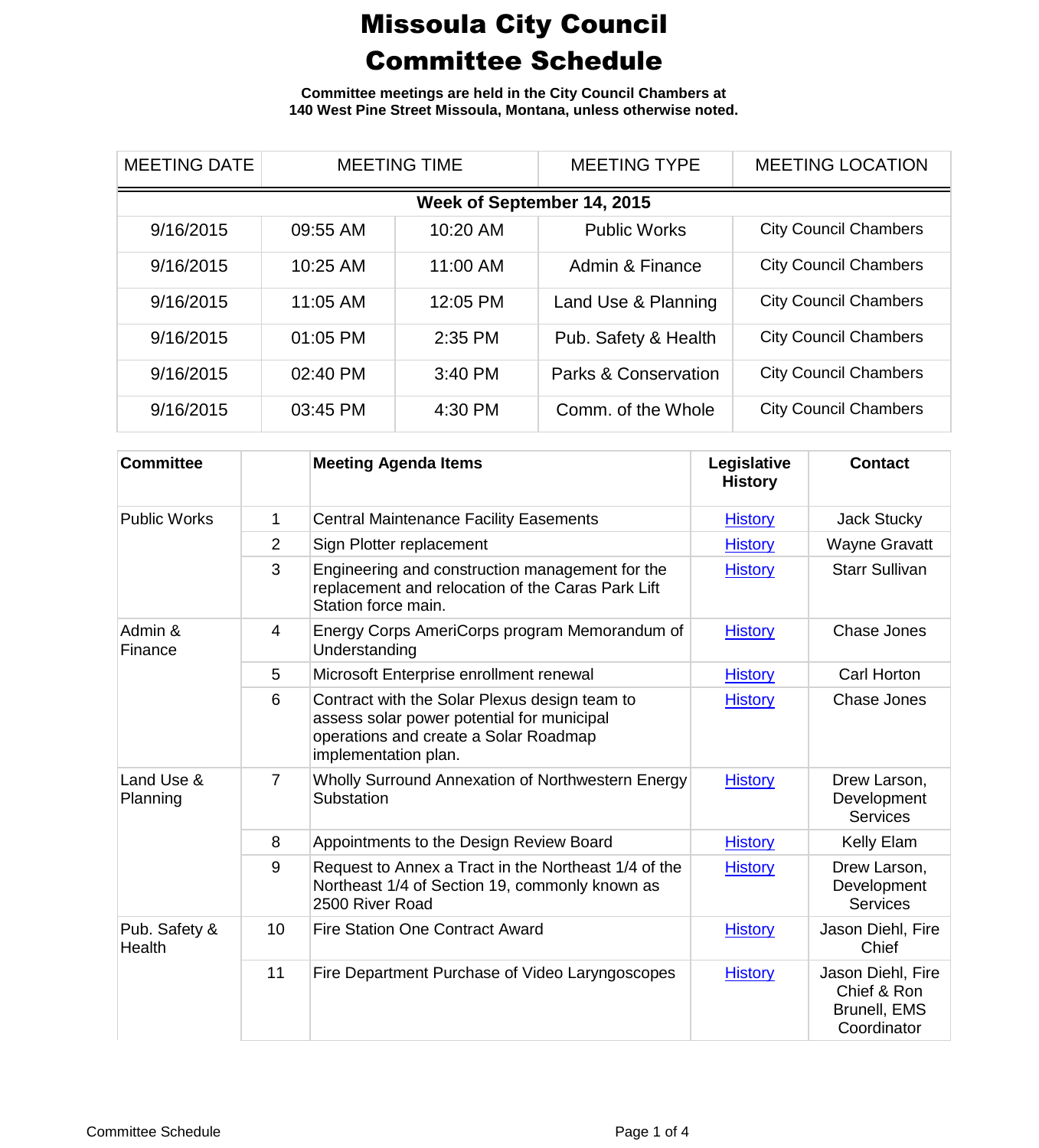# Missoula City Council Committee Schedule

**Committee meetings are held in the City Council Chambers at 140 West Pine Street Missoula, Montana, unless otherwise noted.**

| MEETING DATE | MEETING TIME | | MEETING TYPE | MEETING LOCATION |
|---|---|---|---|---|
| **Week of September 14, 2015** | | | | |
| 9/16/2015 | 09:55 AM | 10:20 AM | Public Works | City Council Chambers |
| 9/16/2015 | 10:25 AM | 11:00 AM | Admin & Finance | City Council Chambers |
| 9/16/2015 | 11:05 AM | 12:05 PM | Land Use & Planning | City Council Chambers |
| 9/16/2015 | 01:05 PM | 2:35 PM | Pub. Safety & Health | City Council Chambers |
| 9/16/2015 | 02:40 PM | 3:40 PM | Parks & Conservation | City Council Chambers |
| 9/16/2015 | 03:45 PM | 4:30 PM | Comm. of the Whole | City Council Chambers |

| Committee | | Meeting Agenda Items | Legislative History | Contact |
|---|---|---|---|---|
| Public Works | 1 | Central Maintenance Facility Easements | History | Jack Stucky |
| | 2 | Sign Plotter replacement | History | Wayne Gravatt |
| | 3 | Engineering and construction management for the replacement and relocation of the Caras Park Lift Station force main. | History | Starr Sullivan |
| Admin & Finance | 4 | Energy Corps AmeriCorps program Memorandum of Understanding | History | Chase Jones |
| | 5 | Microsoft Enterprise enrollment renewal | History | Carl Horton |
| | 6 | Contract with the Solar Plexus design team to assess solar power potential for municipal operations and create a Solar Roadmap implementation plan. | History | Chase Jones |
| Land Use & Planning | 7 | Wholly Surround Annexation of Northwestern Energy Substation | History | Drew Larson, Development Services |
| | 8 | Appointments to the Design Review Board | History | Kelly Elam |
| | 9 | Request to Annex a Tract in the Northeast 1/4 of the Northeast 1/4 of Section 19, commonly known as 2500 River Road | History | Drew Larson, Development Services |
| Pub. Safety & Health | 10 | Fire Station One Contract Award | History | Jason Diehl, Fire Chief |
| | 11 | Fire Department Purchase of Video Laryngoscopes | History | Jason Diehl, Fire Chief & Ron Brunell, EMS Coordinator |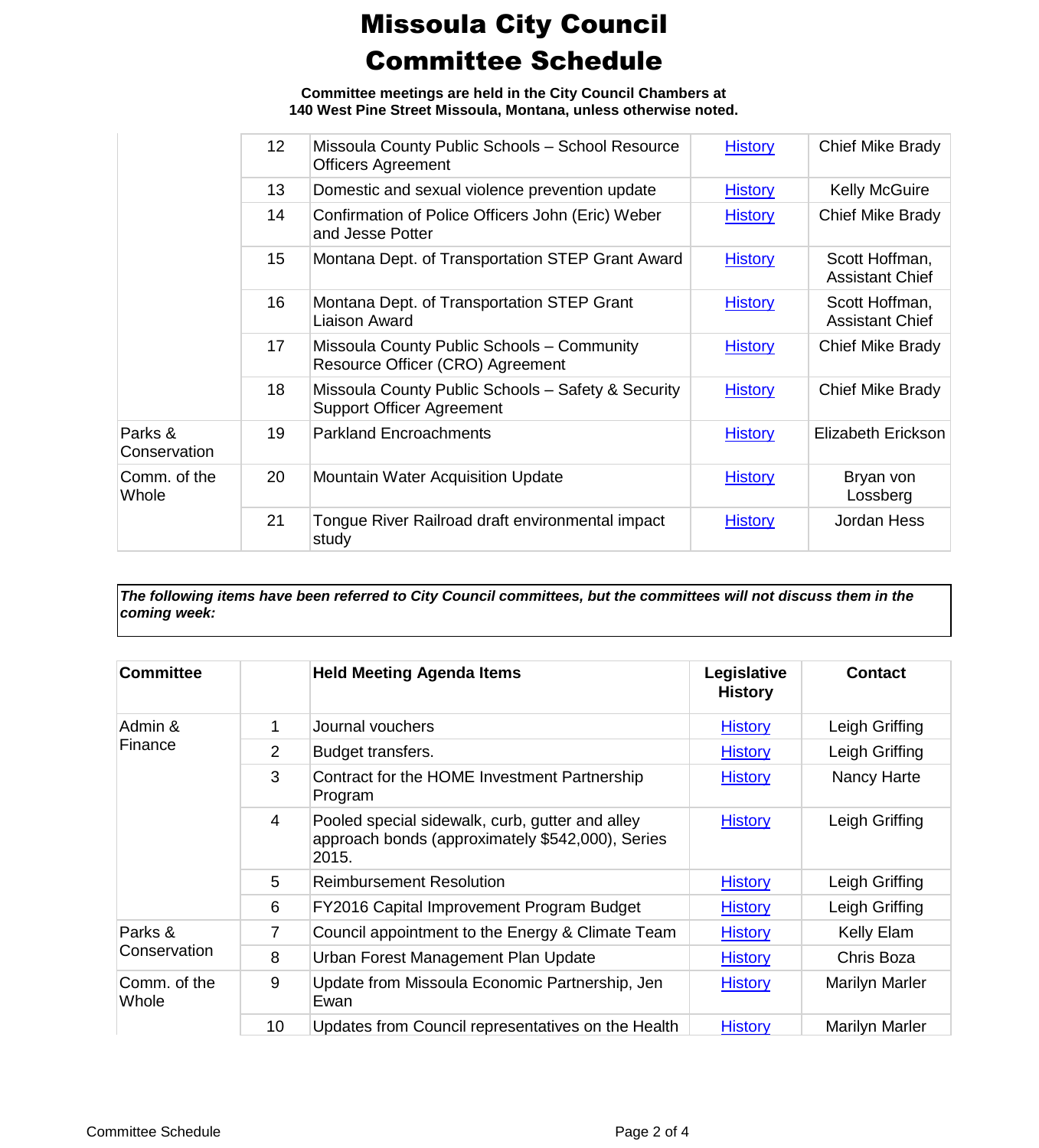# Missoula City Council Committee Schedule

**Committee meetings are held in the City Council Chambers at 140 West Pine Street Missoula, Montana, unless otherwise noted.**

| | | | | |
|---|---|---|---|---|
| | 12 | Missoula County Public Schools – School Resource Officers Agreement | History | Chief Mike Brady |
| | 13 | Domestic and sexual violence prevention update | History | Kelly McGuire |
| | 14 | Confirmation of Police Officers John (Eric) Weber and Jesse Potter | History | Chief Mike Brady |
| | 15 | Montana Dept. of Transportation STEP Grant Award | History | Scott Hoffman, Assistant Chief |
| | 16 | Montana Dept. of Transportation STEP Grant Liaison Award | History | Scott Hoffman, Assistant Chief |
| | 17 | Missoula County Public Schools – Community Resource Officer (CRO) Agreement | History | Chief Mike Brady |
| | 18 | Missoula County Public Schools – Safety & Security Support Officer Agreement | History | Chief Mike Brady |
| Parks & Conservation | 19 | Parkland Encroachments | History | Elizabeth Erickson |
| Comm. of the Whole | 20 | Mountain Water Acquisition Update | History | Bryan von Lossberg |
| | 21 | Tongue River Railroad draft environmental impact study | History | Jordan Hess |

***The following items have been referred to City Council committees, but the committees will not discuss them in the coming week:***

| Committee | | Held Meeting Agenda Items | Legislative History | Contact |
|---|---|---|---|---|
| Admin & Finance | 1 | Journal vouchers | History | Leigh Griffing |
| | 2 | Budget transfers. | History | Leigh Griffing |
| | 3 | Contract for the HOME Investment Partnership Program | History | Nancy Harte |
| | 4 | Pooled special sidewalk, curb, gutter and alley approach bonds (approximately $542,000), Series 2015. | History | Leigh Griffing |
| | 5 | Reimbursement Resolution | History | Leigh Griffing |
| | 6 | FY2016 Capital Improvement Program Budget | History | Leigh Griffing |
| Parks & Conservation | 7 | Council appointment to the Energy & Climate Team | History | Kelly Elam |
| | 8 | Urban Forest Management Plan Update | History | Chris Boza |
| Comm. of the Whole | 9 | Update from Missoula Economic Partnership, Jen Ewan | History | Marilyn Marler |
| | 10 | Updates from Council representatives on the Health | History | Marilyn Marler |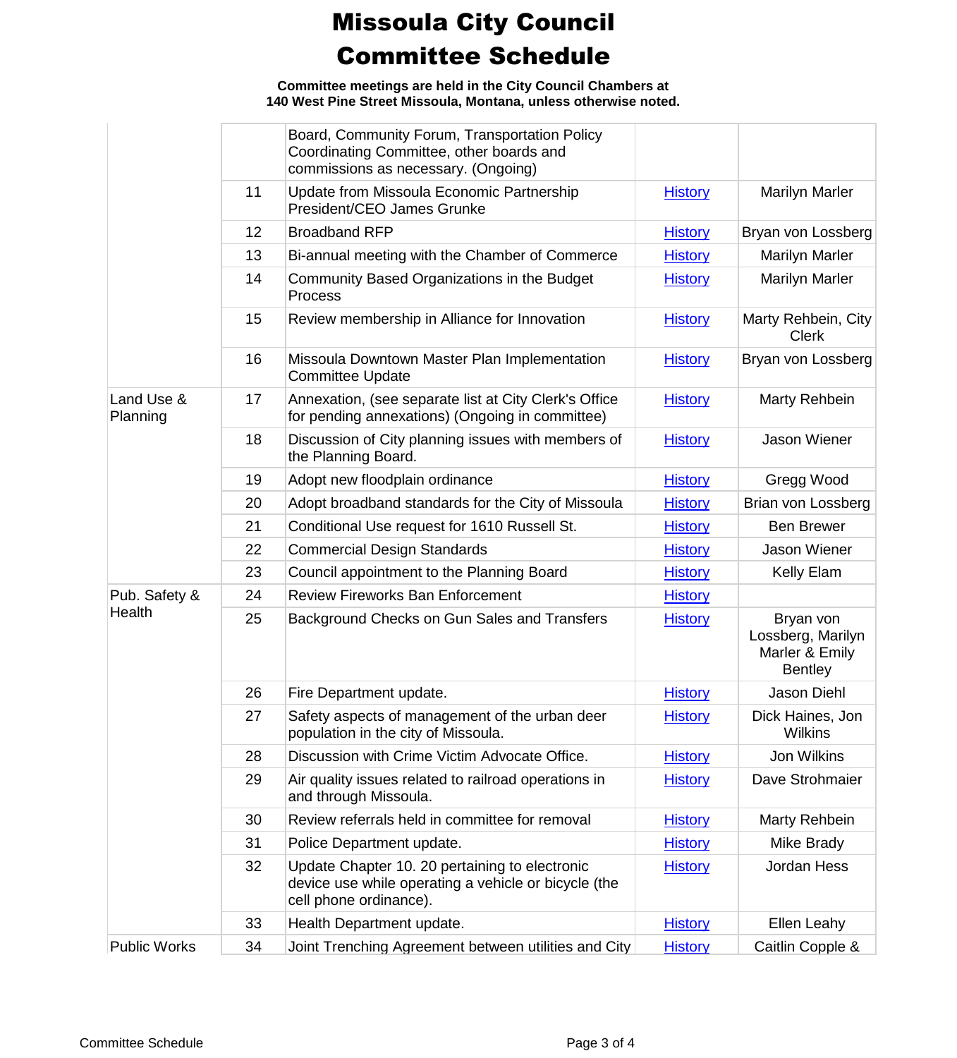# Missoula City Council Committee Schedule

**Committee meetings are held in the City Council Chambers at 140 West Pine Street Missoula, Montana, unless otherwise noted.**

| | | | | |
|---|---|---|---|---|
| | | Board, Community Forum, Transportation Policy Coordinating Committee, other boards and commissions as necessary. (Ongoing) | | |
| | 11 | Update from Missoula Economic Partnership President/CEO James Grunke | History | Marilyn Marler |
| | 12 | Broadband RFP | History | Bryan von Lossberg |
| | 13 | Bi-annual meeting with the Chamber of Commerce | History | Marilyn Marler |
| | 14 | Community Based Organizations in the Budget Process | History | Marilyn Marler |
| | 15 | Review membership in Alliance for Innovation | History | Marty Rehbein, City Clerk |
| | 16 | Missoula Downtown Master Plan Implementation Committee Update | History | Bryan von Lossberg |
| Land Use & Planning | 17 | Annexation, (see separate list at City Clerk's Office for pending annexations) (Ongoing in committee) | History | Marty Rehbein |
| | 18 | Discussion of City planning issues with members of the Planning Board. | History | Jason Wiener |
| | 19 | Adopt new floodplain ordinance | History | Gregg Wood |
| | 20 | Adopt broadband standards for the City of Missoula | History | Brian von Lossberg |
| | 21 | Conditional Use request for 1610 Russell St. | History | Ben Brewer |
| | 22 | Commercial Design Standards | History | Jason Wiener |
| | 23 | Council appointment to the Planning Board | History | Kelly Elam |
| Pub. Safety & Health | 24 | Review Fireworks Ban Enforcement | History | |
| | 25 | Background Checks on Gun Sales and Transfers | History | Bryan von Lossberg, Marilyn Marler & Emily Bentley |
| | 26 | Fire Department update. | History | Jason Diehl |
| | 27 | Safety aspects of management of the urban deer population in the city of Missoula. | History | Dick Haines, Jon Wilkins |
| | 28 | Discussion with Crime Victim Advocate Office. | History | Jon Wilkins |
| | 29 | Air quality issues related to railroad operations in and through Missoula. | History | Dave Strohmaier |
| | 30 | Review referrals held in committee for removal | History | Marty Rehbein |
| | 31 | Police Department update. | History | Mike Brady |
| | 32 | Update Chapter 10. 20 pertaining to electronic device use while operating a vehicle or bicycle (the cell phone ordinance). | History | Jordan Hess |
| | 33 | Health Department update. | History | Ellen Leahy |
| Public Works | 34 | Joint Trenching Agreement between utilities and City | History | Caitlin Copple & |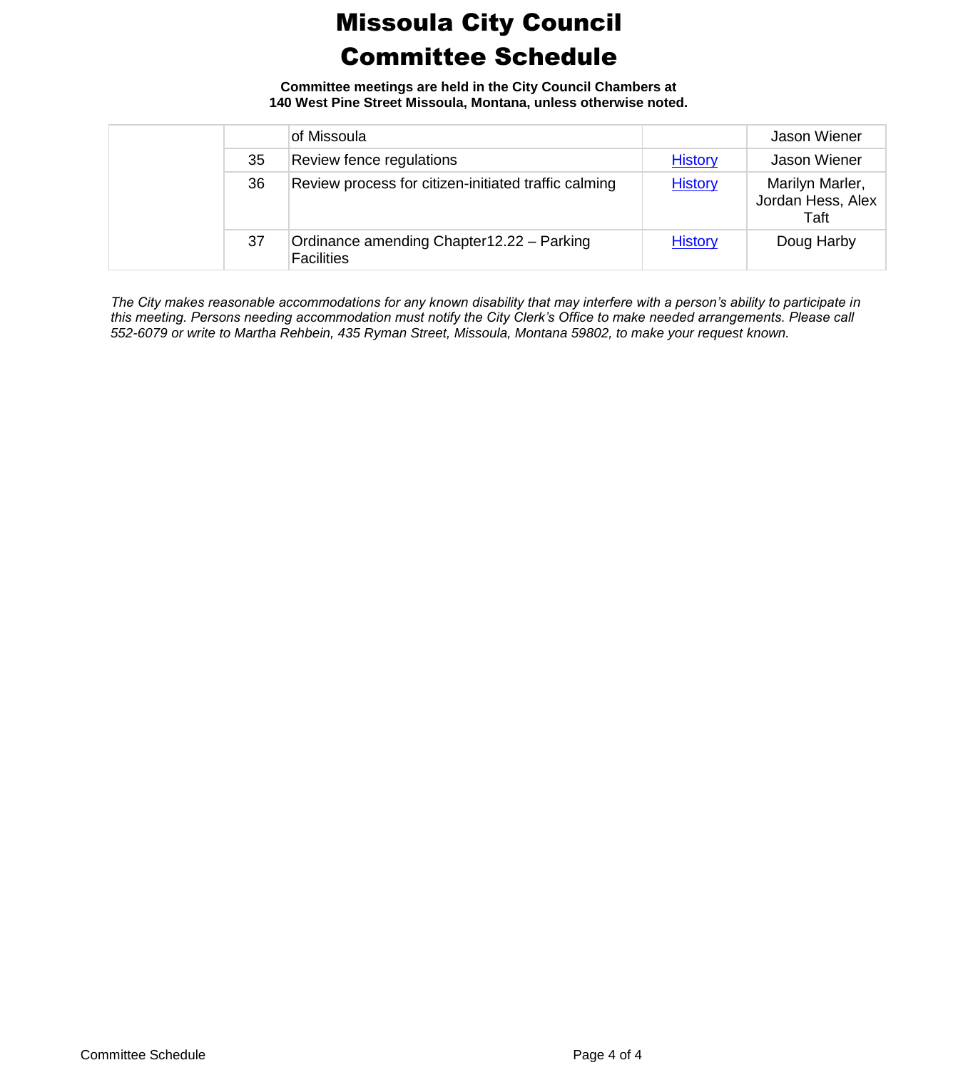# Missoula City Council
# Committee Schedule

**Committee meetings are held in the City Council Chambers at 140 West Pine Street Missoula, Montana, unless otherwise noted.**

| | | | | |
|---|---|---|---|---|
| | | of Missoula | | Jason Wiener |
| | 35 | Review fence regulations | History | Jason Wiener |
| | 36 | Review process for citizen-initiated traffic calming | History | Marilyn Marler, Jordan Hess, Alex Taft |
| | 37 | Ordinance amending Chapter12.22 – Parking Facilities | History | Doug Harby |

*The City makes reasonable accommodations for any known disability that may interfere with a person's ability to participate in this meeting. Persons needing accommodation must notify the City Clerk's Office to make needed arrangements. Please call 552-6079 or write to Martha Rehbein, 435 Ryman Street, Missoula, Montana 59802, to make your request known.*